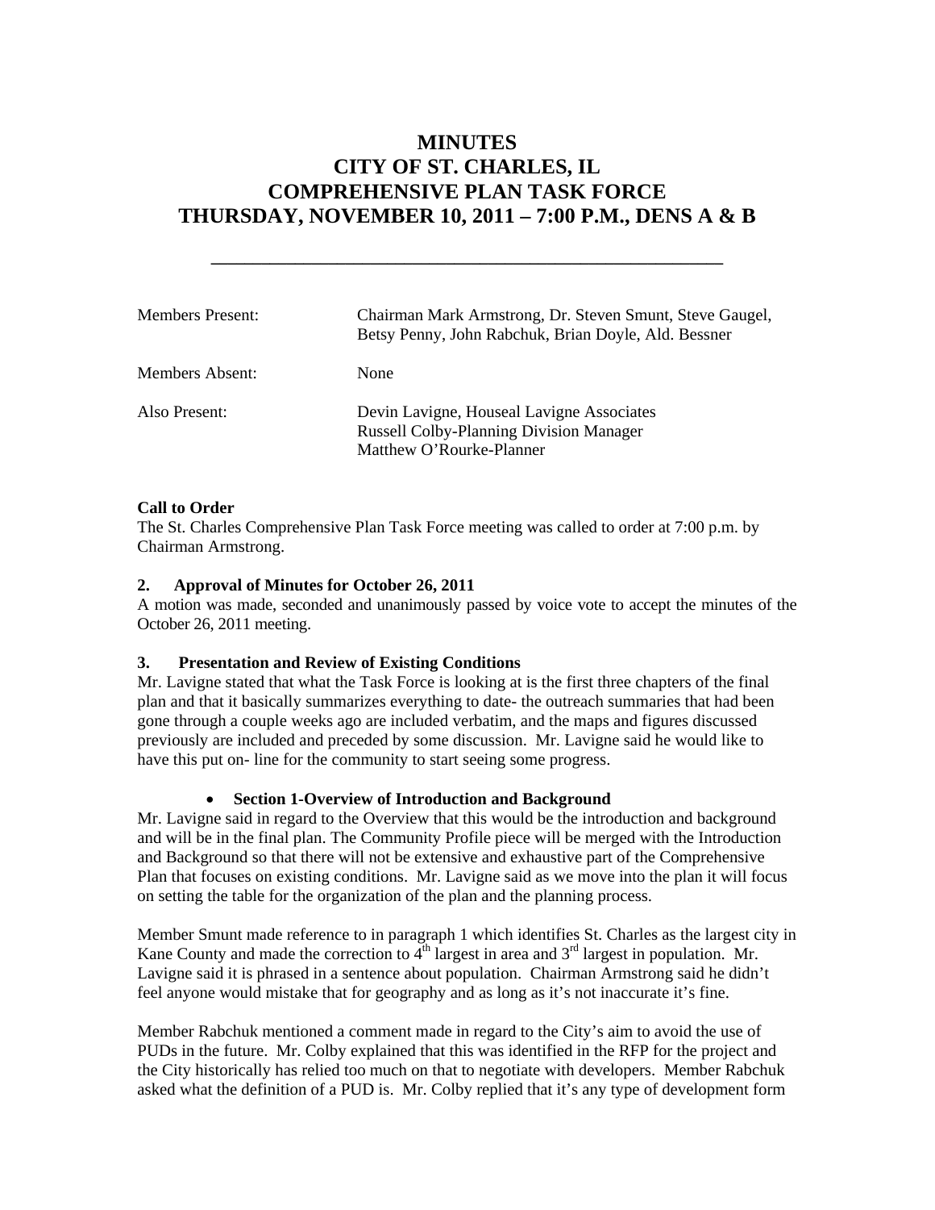# MINUTES
# CITY OF ST. CHARLES, IL
# COMPREHENSIVE PLAN TASK FORCE
# THURSDAY, NOVEMBER 10, 2011 – 7:00 P.M., DENS A & B

---

| | |
|---|---|
| Members Present: | Chairman Mark Armstrong, Dr. Steven Smunt, Steve Gaugel, Betsy Penny, John Rabchuk, Brian Doyle, Ald. Bessner |
| Members Absent: | None |
| Also Present: | Devin Lavigne, Houseal Lavigne Associates<br>Russell Colby-Planning Division Manager<br>Matthew O'Rourke-Planner |

**Call to Order**

The St. Charles Comprehensive Plan Task Force meeting was called to order at 7:00 p.m. by Chairman Armstrong.

**2. Approval of Minutes for October 26, 2011**

A motion was made, seconded and unanimously passed by voice vote to accept the minutes of the October 26, 2011 meeting.

**3. Presentation and Review of Existing Conditions**

Mr. Lavigne stated that what the Task Force is looking at is the first three chapters of the final plan and that it basically summarizes everything to date- the outreach summaries that had been gone through a couple weeks ago are included verbatim, and the maps and figures discussed previously are included and preceded by some discussion. Mr. Lavigne said he would like to have this put on- line for the community to start seeing some progress.

- **Section 1-Overview of Introduction and Background**

Mr. Lavigne said in regard to the Overview that this would be the introduction and background and will be in the final plan. The Community Profile piece will be merged with the Introduction and Background so that there will not be extensive and exhaustive part of the Comprehensive Plan that focuses on existing conditions. Mr. Lavigne said as we move into the plan it will focus on setting the table for the organization of the plan and the planning process.

Member Smunt made reference to in paragraph 1 which identifies St. Charles as the largest city in Kane County and made the correction to 4th largest in area and 3rd largest in population. Mr. Lavigne said it is phrased in a sentence about population. Chairman Armstrong said he didn't feel anyone would mistake that for geography and as long as it's not inaccurate it's fine.

Member Rabchuk mentioned a comment made in regard to the City's aim to avoid the use of PUDs in the future. Mr. Colby explained that this was identified in the RFP for the project and the City historically has relied too much on that to negotiate with developers. Member Rabchuk asked what the definition of a PUD is. Mr. Colby replied that it's any type of development form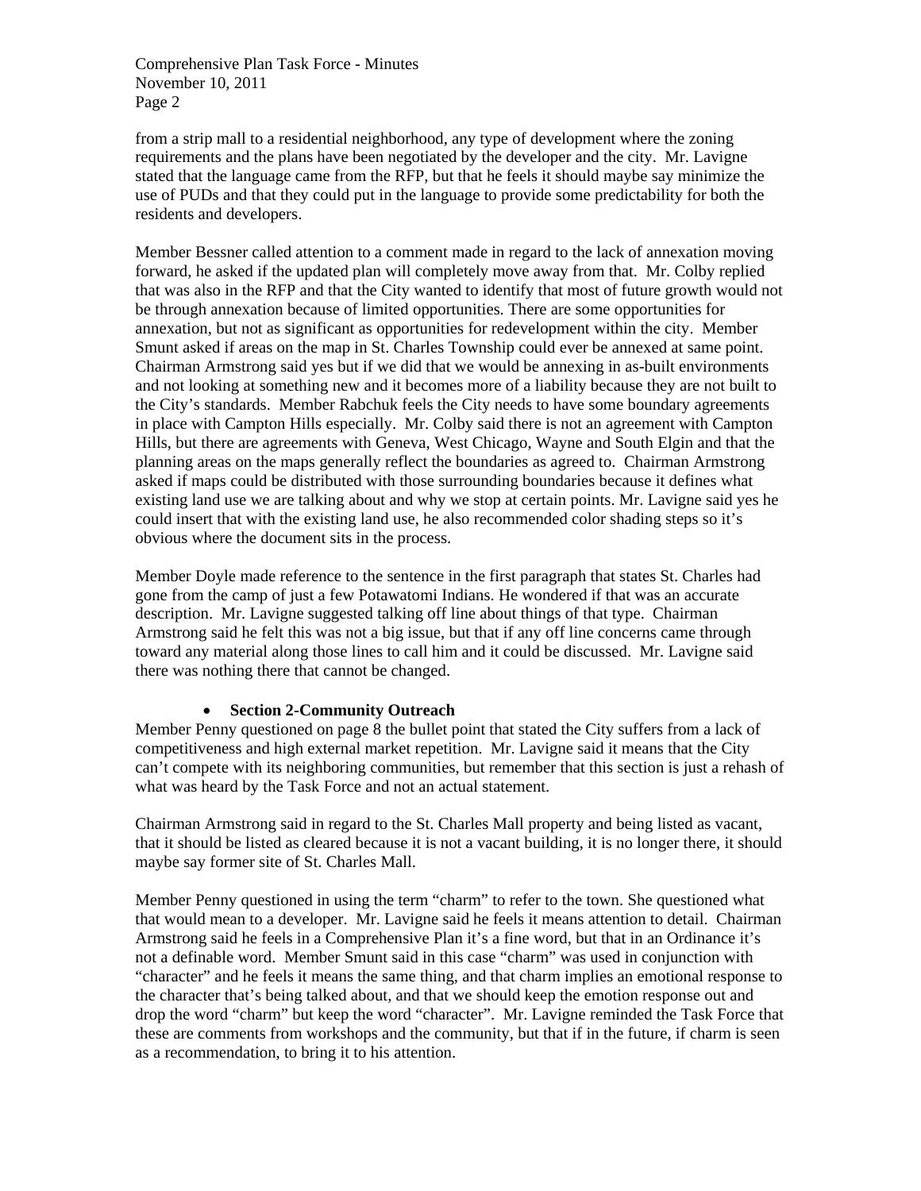from a strip mall to a residential neighborhood, any type of development where the zoning requirements and the plans have been negotiated by the developer and the city. Mr. Lavigne stated that the language came from the RFP, but that he feels it should maybe say minimize the use of PUDs and that they could put in the language to provide some predictability for both the residents and developers.

Member Bessner called attention to a comment made in regard to the lack of annexation moving forward, he asked if the updated plan will completely move away from that. Mr. Colby replied that was also in the RFP and that the City wanted to identify that most of future growth would not be through annexation because of limited opportunities. There are some opportunities for annexation, but not as significant as opportunities for redevelopment within the city. Member Smunt asked if areas on the map in St. Charles Township could ever be annexed at same point. Chairman Armstrong said yes but if we did that we would be annexing in as-built environments and not looking at something new and it becomes more of a liability because they are not built to the City's standards. Member Rabchuk feels the City needs to have some boundary agreements in place with Campton Hills especially. Mr. Colby said there is not an agreement with Campton Hills, but there are agreements with Geneva, West Chicago, Wayne and South Elgin and that the planning areas on the maps generally reflect the boundaries as agreed to. Chairman Armstrong asked if maps could be distributed with those surrounding boundaries because it defines what existing land use we are talking about and why we stop at certain points. Mr. Lavigne said yes he could insert that with the existing land use, he also recommended color shading steps so it's obvious where the document sits in the process.

Member Doyle made reference to the sentence in the first paragraph that states St. Charles had gone from the camp of just a few Potawatomi Indians. He wondered if that was an accurate description. Mr. Lavigne suggested talking off line about things of that type. Chairman Armstrong said he felt this was not a big issue, but that if any off line concerns came through toward any material along those lines to call him and it could be discussed. Mr. Lavigne said there was nothing there that cannot be changed.

- **Section 2-Community Outreach**

Member Penny questioned on page 8 the bullet point that stated the City suffers from a lack of competitiveness and high external market repetition. Mr. Lavigne said it means that the City can't compete with its neighboring communities, but remember that this section is just a rehash of what was heard by the Task Force and not an actual statement.

Chairman Armstrong said in regard to the St. Charles Mall property and being listed as vacant, that it should be listed as cleared because it is not a vacant building, it is no longer there, it should maybe say former site of St. Charles Mall.

Member Penny questioned in using the term "charm" to refer to the town. She questioned what that would mean to a developer. Mr. Lavigne said he feels it means attention to detail. Chairman Armstrong said he feels in a Comprehensive Plan it's a fine word, but that in an Ordinance it's not a definable word. Member Smunt said in this case "charm" was used in conjunction with "character" and he feels it means the same thing, and that charm implies an emotional response to the character that's being talked about, and that we should keep the emotion response out and drop the word "charm" but keep the word "character". Mr. Lavigne reminded the Task Force that these are comments from workshops and the community, but that if in the future, if charm is seen as a recommendation, to bring it to his attention.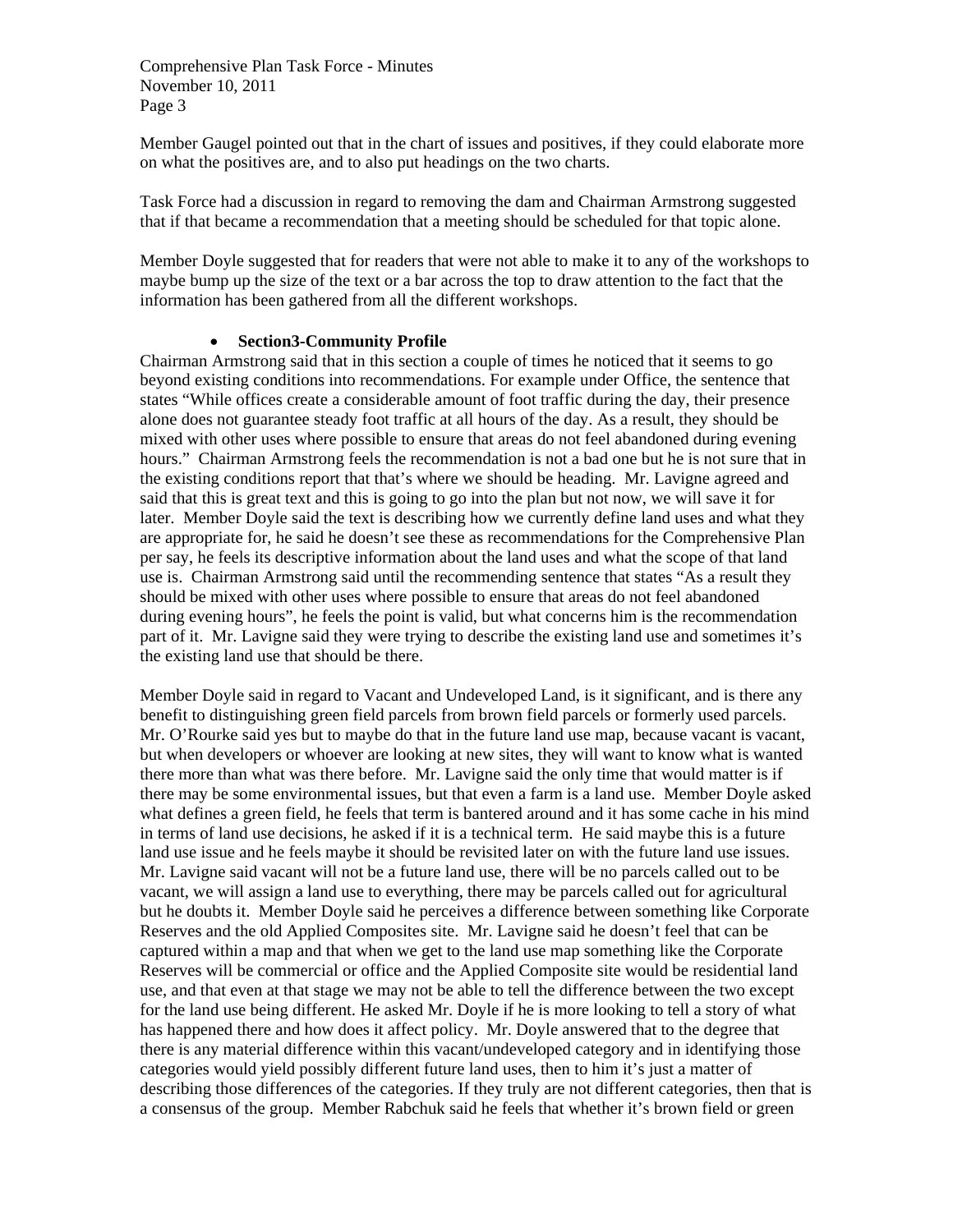Member Gaugel pointed out that in the chart of issues and positives, if they could elaborate more on what the positives are, and to also put headings on the two charts.

Task Force had a discussion in regard to removing the dam and Chairman Armstrong suggested that if that became a recommendation that a meeting should be scheduled for that topic alone.

Member Doyle suggested that for readers that were not able to make it to any of the workshops to maybe bump up the size of the text or a bar across the top to draw attention to the fact that the information has been gathered from all the different workshops.

- **Section3-Community Profile**

Chairman Armstrong said that in this section a couple of times he noticed that it seems to go beyond existing conditions into recommendations. For example under Office, the sentence that states "While offices create a considerable amount of foot traffic during the day, their presence alone does not guarantee steady foot traffic at all hours of the day. As a result, they should be mixed with other uses where possible to ensure that areas do not feel abandoned during evening hours." Chairman Armstrong feels the recommendation is not a bad one but he is not sure that in the existing conditions report that that's where we should be heading. Mr. Lavigne agreed and said that this is great text and this is going to go into the plan but not now, we will save it for later. Member Doyle said the text is describing how we currently define land uses and what they are appropriate for, he said he doesn't see these as recommendations for the Comprehensive Plan per say, he feels its descriptive information about the land uses and what the scope of that land use is. Chairman Armstrong said until the recommending sentence that states "As a result they should be mixed with other uses where possible to ensure that areas do not feel abandoned during evening hours", he feels the point is valid, but what concerns him is the recommendation part of it. Mr. Lavigne said they were trying to describe the existing land use and sometimes it's the existing land use that should be there.

Member Doyle said in regard to Vacant and Undeveloped Land, is it significant, and is there any benefit to distinguishing green field parcels from brown field parcels or formerly used parcels. Mr. O'Rourke said yes but to maybe do that in the future land use map, because vacant is vacant, but when developers or whoever are looking at new sites, they will want to know what is wanted there more than what was there before. Mr. Lavigne said the only time that would matter is if there may be some environmental issues, but that even a farm is a land use. Member Doyle asked what defines a green field, he feels that term is bantered around and it has some cache in his mind in terms of land use decisions, he asked if it is a technical term. He said maybe this is a future land use issue and he feels maybe it should be revisited later on with the future land use issues. Mr. Lavigne said vacant will not be a future land use, there will be no parcels called out to be vacant, we will assign a land use to everything, there may be parcels called out for agricultural but he doubts it. Member Doyle said he perceives a difference between something like Corporate Reserves and the old Applied Composites site. Mr. Lavigne said he doesn't feel that can be captured within a map and that when we get to the land use map something like the Corporate Reserves will be commercial or office and the Applied Composite site would be residential land use, and that even at that stage we may not be able to tell the difference between the two except for the land use being different. He asked Mr. Doyle if he is more looking to tell a story of what has happened there and how does it affect policy. Mr. Doyle answered that to the degree that there is any material difference within this vacant/undeveloped category and in identifying those categories would yield possibly different future land uses, then to him it's just a matter of describing those differences of the categories. If they truly are not different categories, then that is a consensus of the group. Member Rabchuk said he feels that whether it's brown field or green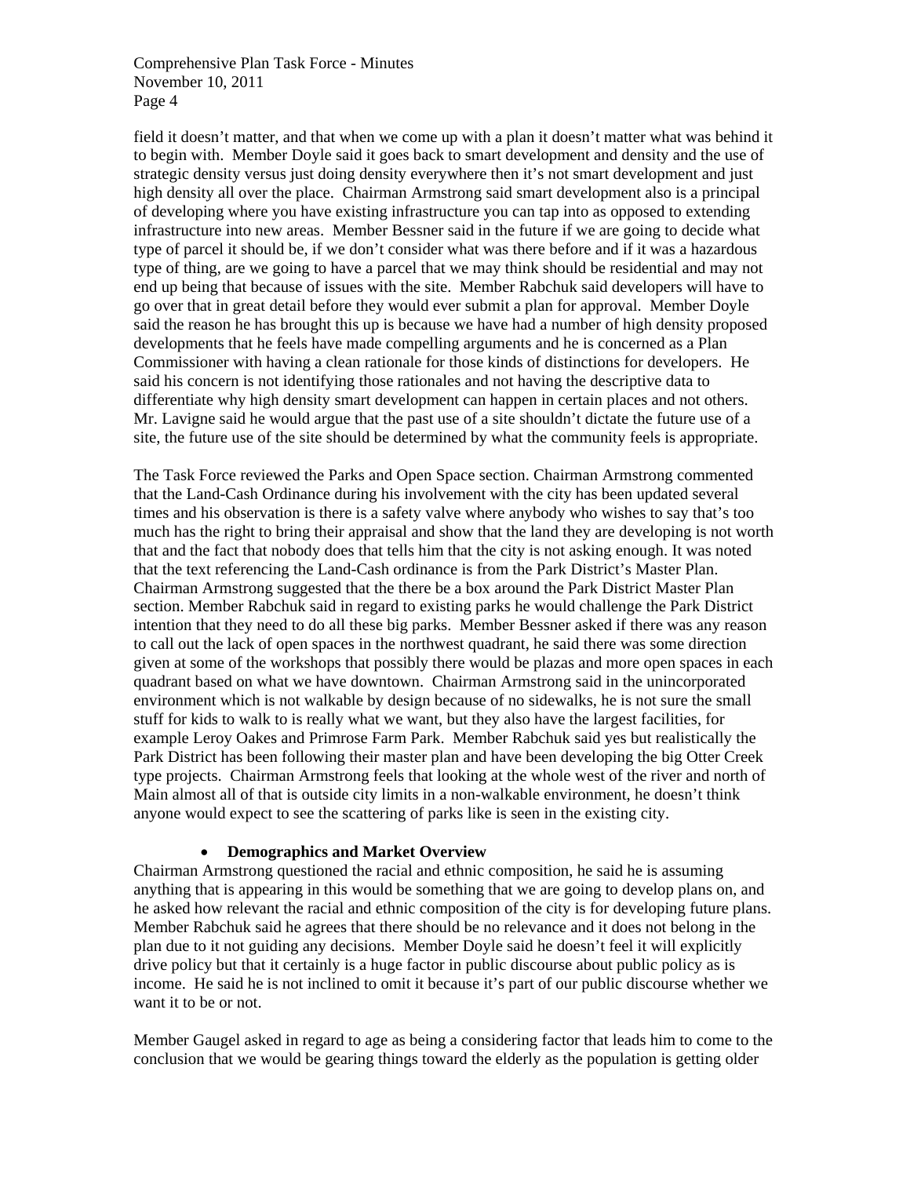field it doesn't matter, and that when we come up with a plan it doesn't matter what was behind it to begin with. Member Doyle said it goes back to smart development and density and the use of strategic density versus just doing density everywhere then it's not smart development and just high density all over the place. Chairman Armstrong said smart development also is a principal of developing where you have existing infrastructure you can tap into as opposed to extending infrastructure into new areas. Member Bessner said in the future if we are going to decide what type of parcel it should be, if we don't consider what was there before and if it was a hazardous type of thing, are we going to have a parcel that we may think should be residential and may not end up being that because of issues with the site. Member Rabchuk said developers will have to go over that in great detail before they would ever submit a plan for approval. Member Doyle said the reason he has brought this up is because we have had a number of high density proposed developments that he feels have made compelling arguments and he is concerned as a Plan Commissioner with having a clean rationale for those kinds of distinctions for developers. He said his concern is not identifying those rationales and not having the descriptive data to differentiate why high density smart development can happen in certain places and not others. Mr. Lavigne said he would argue that the past use of a site shouldn't dictate the future use of a site, the future use of the site should be determined by what the community feels is appropriate.

The Task Force reviewed the Parks and Open Space section. Chairman Armstrong commented that the Land-Cash Ordinance during his involvement with the city has been updated several times and his observation is there is a safety valve where anybody who wishes to say that's too much has the right to bring their appraisal and show that the land they are developing is not worth that and the fact that nobody does that tells him that the city is not asking enough. It was noted that the text referencing the Land-Cash ordinance is from the Park District's Master Plan. Chairman Armstrong suggested that the there be a box around the Park District Master Plan section. Member Rabchuk said in regard to existing parks he would challenge the Park District intention that they need to do all these big parks. Member Bessner asked if there was any reason to call out the lack of open spaces in the northwest quadrant, he said there was some direction given at some of the workshops that possibly there would be plazas and more open spaces in each quadrant based on what we have downtown. Chairman Armstrong said in the unincorporated environment which is not walkable by design because of no sidewalks, he is not sure the small stuff for kids to walk to is really what we want, but they also have the largest facilities, for example Leroy Oakes and Primrose Farm Park. Member Rabchuk said yes but realistically the Park District has been following their master plan and have been developing the big Otter Creek type projects. Chairman Armstrong feels that looking at the whole west of the river and north of Main almost all of that is outside city limits in a non-walkable environment, he doesn't think anyone would expect to see the scattering of parks like is seen in the existing city.

- **Demographics and Market Overview**

Chairman Armstrong questioned the racial and ethnic composition, he said he is assuming anything that is appearing in this would be something that we are going to develop plans on, and he asked how relevant the racial and ethnic composition of the city is for developing future plans. Member Rabchuk said he agrees that there should be no relevance and it does not belong in the plan due to it not guiding any decisions. Member Doyle said he doesn't feel it will explicitly drive policy but that it certainly is a huge factor in public discourse about public policy as is income. He said he is not inclined to omit it because it's part of our public discourse whether we want it to be or not.

Member Gaugel asked in regard to age as being a considering factor that leads him to come to the conclusion that we would be gearing things toward the elderly as the population is getting older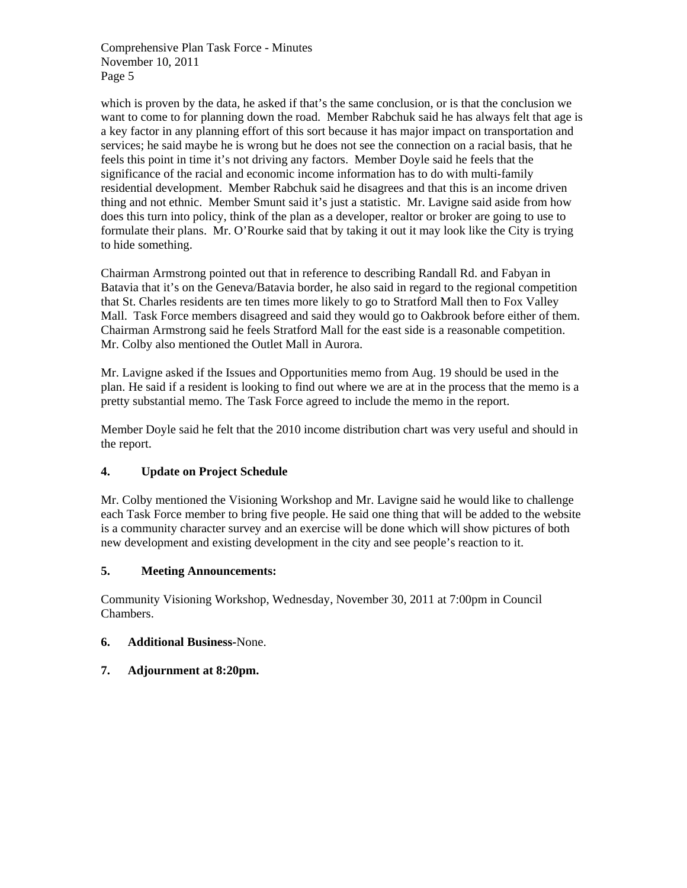which is proven by the data, he asked if that's the same conclusion, or is that the conclusion we want to come to for planning down the road. Member Rabchuk said he has always felt that age is a key factor in any planning effort of this sort because it has major impact on transportation and services; he said maybe he is wrong but he does not see the connection on a racial basis, that he feels this point in time it's not driving any factors. Member Doyle said he feels that the significance of the racial and economic income information has to do with multi-family residential development. Member Rabchuk said he disagrees and that this is an income driven thing and not ethnic. Member Smunt said it's just a statistic. Mr. Lavigne said aside from how does this turn into policy, think of the plan as a developer, realtor or broker are going to use to formulate their plans. Mr. O'Rourke said that by taking it out it may look like the City is trying to hide something.

Chairman Armstrong pointed out that in reference to describing Randall Rd. and Fabyan in Batavia that it's on the Geneva/Batavia border, he also said in regard to the regional competition that St. Charles residents are ten times more likely to go to Stratford Mall then to Fox Valley Mall. Task Force members disagreed and said they would go to Oakbrook before either of them. Chairman Armstrong said he feels Stratford Mall for the east side is a reasonable competition. Mr. Colby also mentioned the Outlet Mall in Aurora.

Mr. Lavigne asked if the Issues and Opportunities memo from Aug. 19 should be used in the plan. He said if a resident is looking to find out where we are at in the process that the memo is a pretty substantial memo. The Task Force agreed to include the memo in the report.

Member Doyle said he felt that the 2010 income distribution chart was very useful and should in the report.

**4. Update on Project Schedule**

Mr. Colby mentioned the Visioning Workshop and Mr. Lavigne said he would like to challenge each Task Force member to bring five people. He said one thing that will be added to the website is a community character survey and an exercise will be done which will show pictures of both new development and existing development in the city and see people's reaction to it.

**5. Meeting Announcements:**

Community Visioning Workshop, Wednesday, November 30, 2011 at 7:00pm in Council Chambers.

**6. Additional Business**-None.

**7. Adjournment at 8:20pm.**